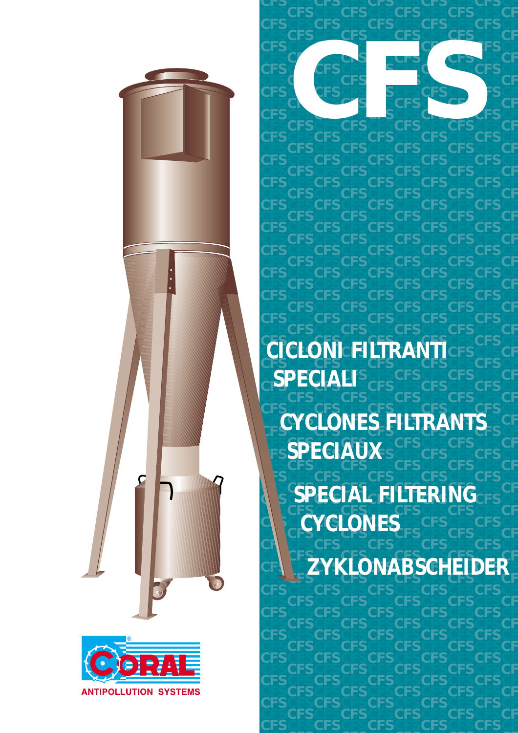# CFS

## CICLONI FILTRANTI SPECIALI

## CYCLONES FILTRANTS SPECIAUX

## SPECIAL FILTERING CYCLONES

## ZYKLONABSCHEIDER

CORAL®

ANTIPOLLUTION SYSTEMS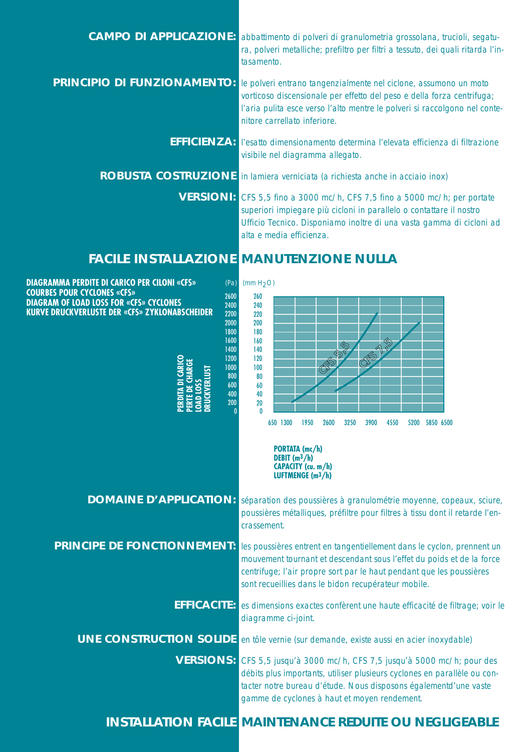**CAMPO DI APPLICAZIONE:** abbattimento di polveri di granulometria grossolana, trucioli, segatura, polveri metalliche; prefiltro per filtri a tessuto, dei quali ritarda l'intasamento.

**PRINCIPIO DI FUNZIONAMENTO:** le polveri entrano tangenzialmente nel ciclone, assumono un moto vorticoso discensionale per effetto del peso e della forza centrifuga; l'aria pulita esce verso l'alto mentre le polveri si raccolgono nel contenitore carrellato inferiore.

**EFFICIENZA:** l'esatto dimensionamento determina l'elevata efficienza di filtrazione visibile nel diagramma allegato.

**ROBUSTA COSTRUZIONE** in lamiera verniciata (a richiesta anche in acciaio inox)

**VERSIONI:** CFS 5,5 fino a 3000 mc/h, CFS 7,5 fino a 5000 mc/h; per portate superiori impiegare più cicloni in parallelo o contattare il nostro Ufficio Tecnico. Disponiamo inoltre di una vasta gamma di cicloni ad alta e media efficienza.

## FACILE INSTALLAZIONE MANUTENZIONE NULLA

**DIAGRAMMA PERDITE DI CARICO PER CILONI «CFS»**
**COURBES POUR CYCLONES «CFS»**
**DIAGRAM OF LOAD LOSS FOR «CFS» CYCLONES**
**KURVE DRUCKVERLUSTE DER «CFS» ZYKLONABSCHEIDER**

PERDITA DI CARICO / PERTE DE CHARGE / LOAD LOSS / DRUCKVERLUST

(Pa): 0, 200, 400, 600, 800, 1000, 1200, 1400, 1600, 1800, 2000, 2200, 2400, 2600
(mm $H_2O$): 0, 20, 40, 60, 80, 100, 120, 140, 160, 180, 200, 220, 240, 260

Curves: CFS 5,5 — CFS 7,5

650 1300 1950 2600 3250 3900 4550 5200 5850 6500

**PORTATA (mc/h)**
**DEBIT ($m^3$/h)**
**CAPACITY (cu. m/h)**
**LUFTMENGE ($m^3$/h)**

**DOMAINE D'APPLICATION:** séparation des poussières à granulométrie moyenne, copeaux, sciure, poussières métalliques, préfiltre pour filtres à tissu dont il retarde l'encrassement.

**PRINCIPE DE FONCTIONNEMENT:** les poussières entrent en tangentiellement dans le cyclon, prennent un mouvement tournant et descendant sous l'effet du poids et de la force centrifuge; l'air propre sort par le haut pendant que les poussières sont recueillies dans le bidon recupérateur mobile.

**EFFICACITE:** es dimensions exactes confèrent une haute efficacité de filtrage; voir le diagramme ci-joint.

**UNE CONSTRUCTION SOLIDE** en tôle vernie (sur demande, existe aussi en acier inoxydable)

**VERSIONS:** CFS 5,5 jusqu'à 3000 mc/h, CFS 7,5 jusqu'à 5000 mc/h; pour des débits plus importants, utiliser plusieurs cyclones en parallèle ou contacter notre bureau d'étude. Nous disposons égalementd'une vaste gamme de cyclones à haut et moyen rendement.

## INSTALLATION FACILE MAINTENANCE REDUITE OU NEGLIGEABLE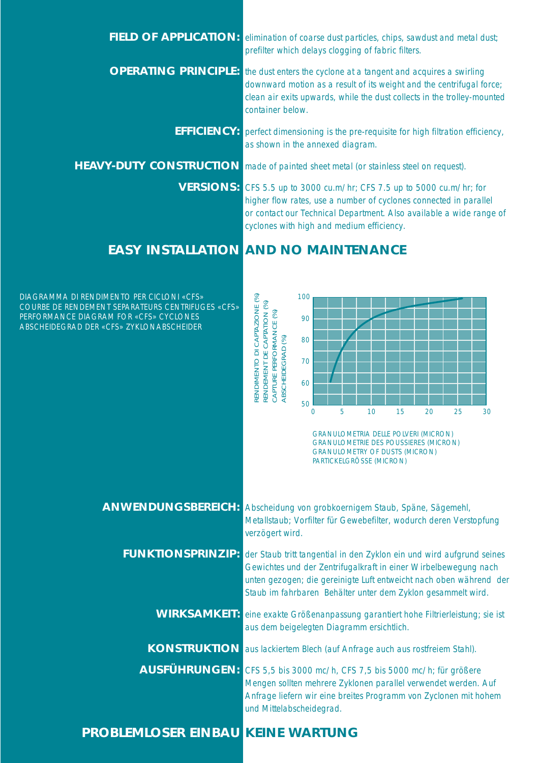**FIELD OF APPLICATION:** elimination of coarse dust particles, chips, sawdust and metal dust; prefilter which delays clogging of fabric filters.

**OPERATING PRINCIPLE:** the dust enters the cyclone at a tangent and acquires a swirling downward motion as a result of its weight and the centrifugal force; clean air exits upwards, while the dust collects in the trolley-mounted container below.

**EFFICIENCY:** perfect dimensioning is the pre-requisite for high filtration efficiency, as shown in the annexed diagram.

**HEAVY-DUTY CONSTRUCTION** made of painted sheet metal (or stainless steel on request).

**VERSIONS:** CFS 5.5 up to 3000 cu.m/hr; CFS 7.5 up to 5000 cu.m/hr; for higher flow rates, use a number of cyclones connected in parallel or contact our Technical Department. Also available a wide range of cyclones with high and medium efficiency.

## EASY INSTALLATION AND NO MAINTENANCE

DIAGRAMMA DI RENDIMENTO PER CICLONI «CFS»
COURBE DE RENDEMENT SEPARATEURS CENTRIFUGES «CFS»
PERFORMANCE DIAGRAM FOR «CFS» CYCLONES
ABSCHEIDEGRAD DER «CFS» ZYKLONABSCHEIDER

RENDIMENTO DI CAPTAZIONE (%)
RENDEMENT DE CAPTATION (%)
CAPTURE PERFORMANCE (%)
ABSCHEIDEGRAD (%)

GRANULOMETRIA DELLE POLVERI (MICRON)
GRANULOMETRIE DES POUSSIERES (MICRON)
GRANULOMETRY OF DUSTS (MICRON)
PARTICKELGRÖSSE (MICRON)

**ANWENDUNGSBEREICH:** Abscheidung von grobkoernigem Staub, Späne, Sägemehl, Metallstaub; Vorfilter für Gewebefilter, wodurch deren Verstopfung verzögert wird.

**FUNKTIONSPRINZIP:** der Staub tritt tangential in den Zyklon ein und wird aufgrund seines Gewichtes und der Zentrifugalkraft in einer Wirbelbewegung nach unten gezogen; die gereinigte Luft entweicht nach oben während der Staub im fahrbaren Behälter unter dem Zyklon gesammelt wird.

**WIRKSAMKEIT:** eine exakte Größenanpassung garantiert hohe Filtrierleistung; sie ist aus dem beigelegten Diagramm ersichtlich.

**KONSTRUKTION** aus lackiertem Blech (auf Anfrage auch aus rostfreiem Stahl).

**AUSFÜHRUNGEN:** CFS 5,5 bis 3000 mc/h, CFS 7,5 bis 5000 mc/h; für größere Mengen sollten mehrere Zyklonen parallel verwendet werden. Auf Anfrage liefern wir eine breites Programm von Zyclonen mit hohem und Mittelabscheidegrad.

## PROBLEMLOSER EINBAU KEINE WARTUNG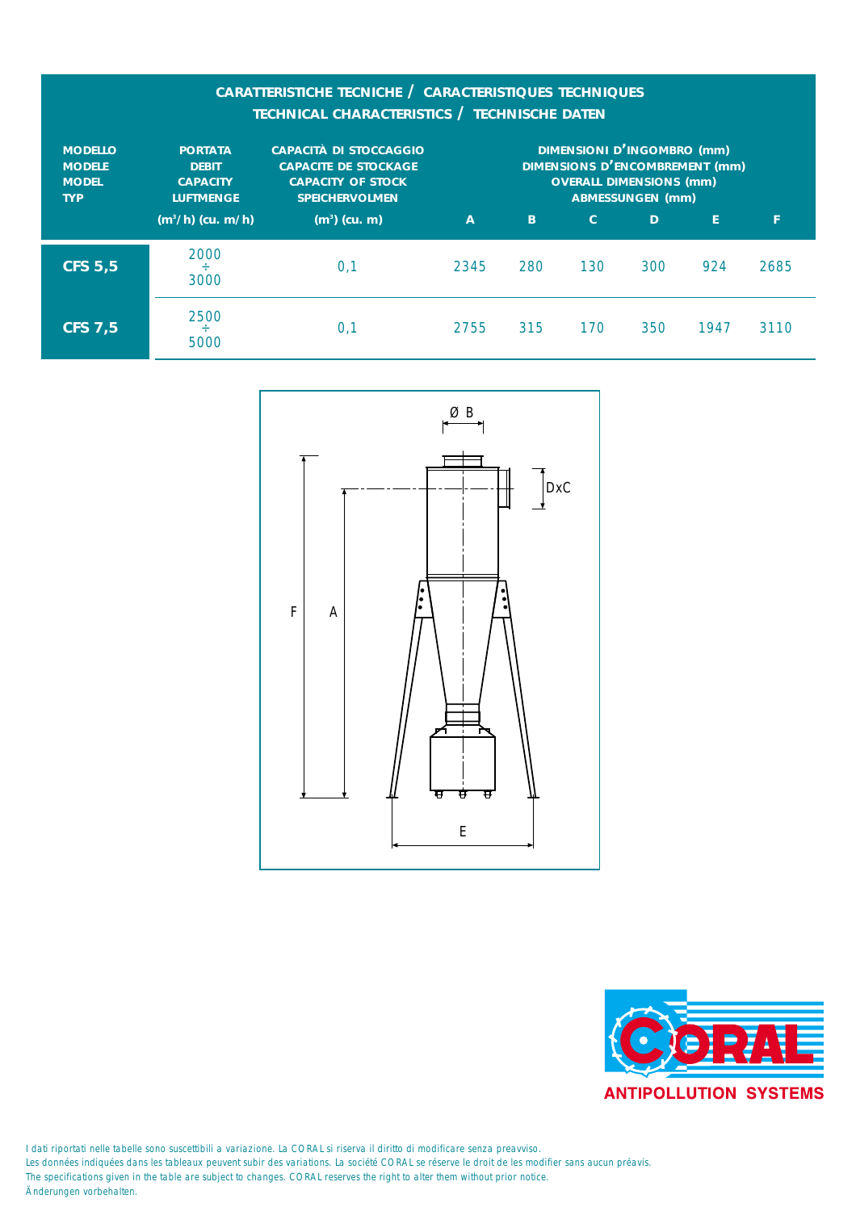## CARATTERISTICHE TECNICHE / CARACTERISTIQUES TECHNIQUES
## TECHNICAL CHARACTERISTICS / TECHNISCHE DATEN

| MODELLO<br>MODELE<br>MODEL<br>TYP | PORTATA<br>DEBIT<br>CAPACITY<br>LUFTMENGE<br>($m^3$/h) (cu. m/h) | CAPACITÀ DI STOCCAGGIO<br>CAPACITE DE STOCKAGE<br>CAPACITY OF STOCK<br>SPEICHERVOLMEN<br>($m^3$) (cu. m) | DIMENSIONI D'INGOMBRO (mm)<br>DIMENSIONS D'ENCOMBREMENT (mm)<br>OVERALL DIMENSIONS (mm)<br>ABMESSUNGEN (mm)<br>A | B | C | D | E | F |
|---|---|---|---|---|---|---|---|---|
| **CFS 5,5** | 2000 ÷ 3000 | 0,1 | 2345 | 280 | 130 | 300 | 924 | 2685 |
| **CFS 7,5** | 2500 ÷ 5000 | 0,1 | 2755 | 315 | 170 | 350 | 1947 | 3110 |

Ø B

DxC

F

A

E

CORAL
ANTIPOLLUTION SYSTEMS

I dati riportati nelle tabelle sono suscettibili a variazione. La CORAL si riserva il diritto di modificare senza preavviso.
Les données indiquées dans les tableaux peuvent subir des variations. La société CORAL se réserve le droit de les modifier sans aucun préavis.
The specifications given in the table are subject to changes. CORAL reserves the right to alter them without prior notice.
Änderungen vorbehalten.